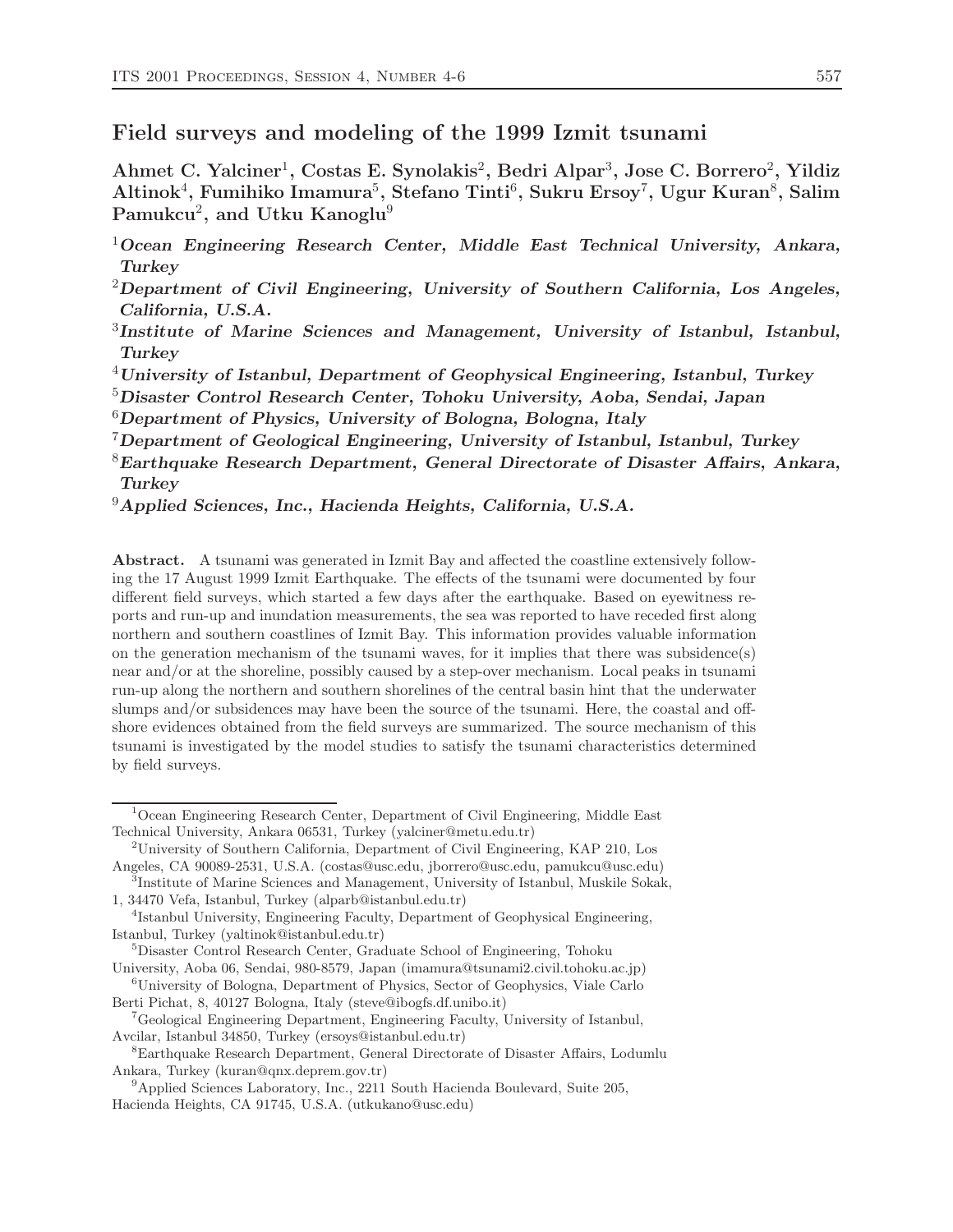# Field surveys and modeling of the 1999 Izmit tsunami

**Ahmet C. Yalciner[1], Costas E. Synolakis[2], Bedri Alpar[3], Jose C. Borrero[2], Yildiz Altinok[4], Fumihiko Imamura[5], Stefano Tinti[6], Sukru Ersoy[7], Ugur Kuran[8], Salim Pamukcu[2], and Utku Kanoglu[9]**

[1]***Ocean Engineering Research Center, Middle East Technical University, Ankara, Turkey***

[2]***Department of Civil Engineering, University of Southern California, Los Angeles, California, U.S.A.***

[3]***Institute of Marine Sciences and Management, University of Istanbul, Istanbul, Turkey***

[4]***University of Istanbul, Department of Geophysical Engineering, Istanbul, Turkey***

[5]***Disaster Control Research Center, Tohoku University, Aoba, Sendai, Japan***

[6]***Department of Physics, University of Bologna, Bologna, Italy***

[7]***Department of Geological Engineering, University of Istanbul, Istanbul, Turkey***

[8]***Earthquake Research Department, General Directorate of Disaster Affairs, Ankara, Turkey***

[9]***Applied Sciences, Inc., Hacienda Heights, California, U.S.A.***

**Abstract.** A tsunami was generated in Izmit Bay and affected the coastline extensively following the 17 August 1999 Izmit Earthquake. The effects of the tsunami were documented by four different field surveys, which started a few days after the earthquake. Based on eyewitness reports and run-up and inundation measurements, the sea was reported to have receded first along northern and southern coastlines of Izmit Bay. This information provides valuable information on the generation mechanism of the tsunami waves, for it implies that there was subsidence(s) near and/or at the shoreline, possibly caused by a step-over mechanism. Local peaks in tsunami run-up along the northern and southern shorelines of the central basin hint that the underwater slumps and/or subsidences may have been the source of the tsunami. Here, the coastal and offshore evidences obtained from the field surveys are summarized. The source mechanism of this tsunami is investigated by the model studies to satisfy the tsunami characteristics determined by field surveys.

---

[1]Ocean Engineering Research Center, Department of Civil Engineering, Middle East Technical University, Ankara 06531, Turkey (yalciner@metu.edu.tr)

[2]University of Southern California, Department of Civil Engineering, KAP 210, Los Angeles, CA 90089-2531, U.S.A. (costas@usc.edu, jborrero@usc.edu, pamukcu@usc.edu)

[3]Institute of Marine Sciences and Management, University of Istanbul, Muskile Sokak, 1, 34470 Vefa, Istanbul, Turkey (alparb@istanbul.edu.tr)

[4]Istanbul University, Engineering Faculty, Department of Geophysical Engineering, Istanbul, Turkey (yaltinok@istanbul.edu.tr)

[5]Disaster Control Research Center, Graduate School of Engineering, Tohoku University, Aoba 06, Sendai, 980-8579, Japan (imamura@tsunami2.civil.tohoku.ac.jp)

[6]University of Bologna, Department of Physics, Sector of Geophysics, Viale Carlo Berti Pichat, 8, 40127 Bologna, Italy (steve@ibogfs.df.unibo.it)

[7]Geological Engineering Department, Engineering Faculty, University of Istanbul, Avcilar, Istanbul 34850, Turkey (ersoys@istanbul.edu.tr)

[8]Earthquake Research Department, General Directorate of Disaster Affairs, Lodumlu Ankara, Turkey (kuran@qnx.deprem.gov.tr)

[9]Applied Sciences Laboratory, Inc., 2211 South Hacienda Boulevard, Suite 205, Hacienda Heights, CA 91745, U.S.A. (utkukano@usc.edu)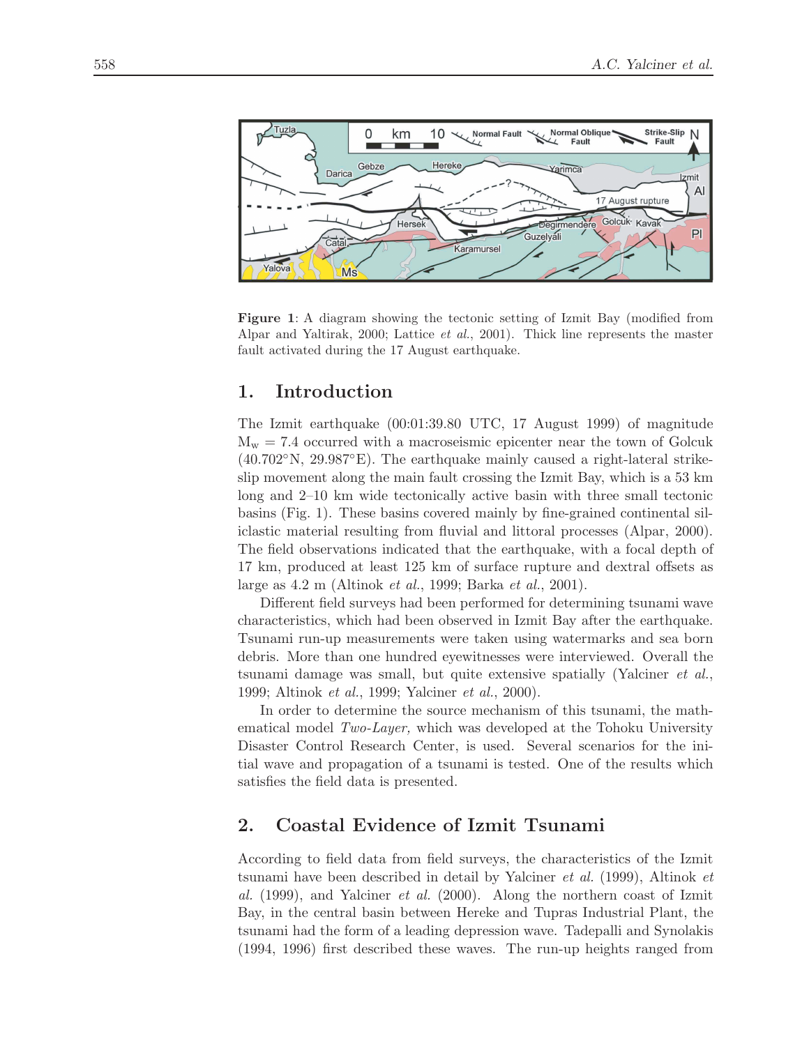**Figure 1**: A diagram showing the tectonic setting of Izmit Bay (modified from Alpar and Yaltirak, 2000; Lattice *et al.*, 2001). Thick line represents the master fault activated during the 17 August earthquake.

## 1. Introduction

The Izmit earthquake (00:01:39.80 UTC, 17 August 1999) of magnitude $M_w = 7.4$ occurred with a macroseismic epicenter near the town of Golcuk (40.702°N, 29.987°E). The earthquake mainly caused a right-lateral strike-slip movement along the main fault crossing the Izmit Bay, which is a 53 km long and 2–10 km wide tectonically active basin with three small tectonic basins (Fig. 1). These basins covered mainly by fine-grained continental siliciclastic material resulting from fluvial and littoral processes (Alpar, 2000). The field observations indicated that the earthquake, with a focal depth of 17 km, produced at least 125 km of surface rupture and dextral offsets as large as 4.2 m (Altinok *et al.*, 1999; Barka *et al.*, 2001).

Different field surveys had been performed for determining tsunami wave characteristics, which had been observed in Izmit Bay after the earthquake. Tsunami run-up measurements were taken using watermarks and sea born debris. More than one hundred eyewitnesses were interviewed. Overall the tsunami damage was small, but quite extensive spatially (Yalciner *et al.*, 1999; Altinok *et al.*, 1999; Yalciner *et al.*, 2000).

In order to determine the source mechanism of this tsunami, the mathematical model *Two-Layer,* which was developed at the Tohoku University Disaster Control Research Center, is used. Several scenarios for the initial wave and propagation of a tsunami is tested. One of the results which satisfies the field data is presented.

## 2. Coastal Evidence of Izmit Tsunami

According to field data from field surveys, the characteristics of the Izmit tsunami have been described in detail by Yalciner *et al.* (1999), Altinok *et al.* (1999), and Yalciner *et al.* (2000). Along the northern coast of Izmit Bay, in the central basin between Hereke and Tupras Industrial Plant, the tsunami had the form of a leading depression wave. Tadepalli and Synolakis (1994, 1996) first described these waves. The run-up heights ranged from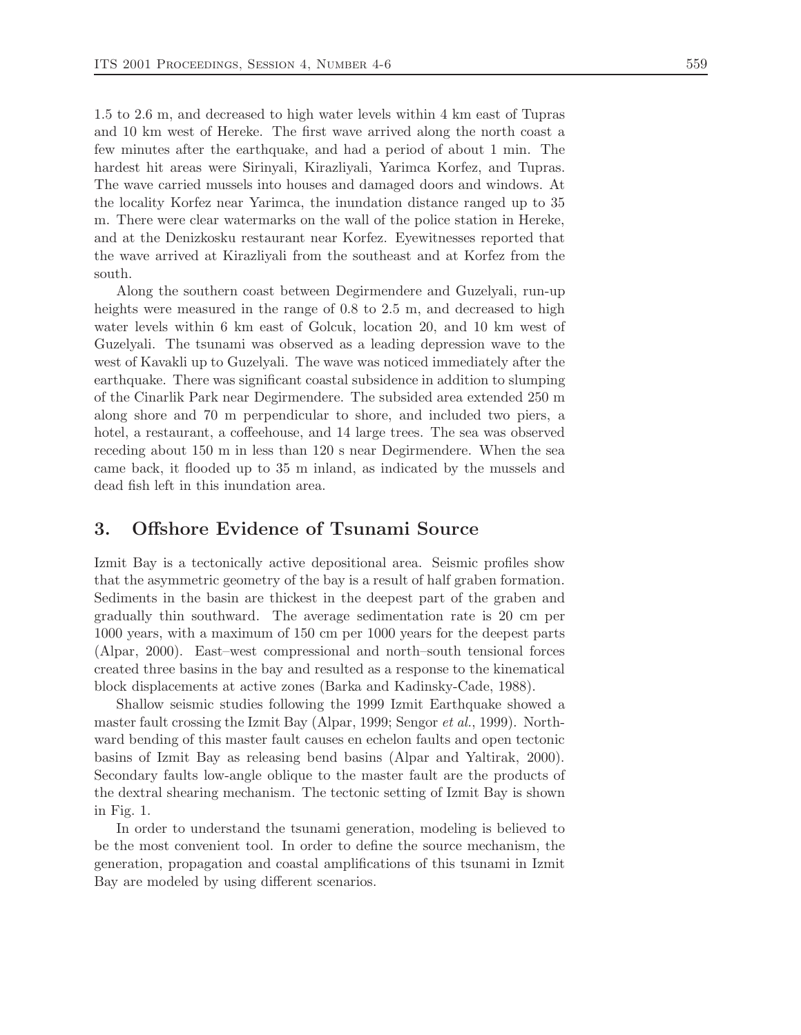1.5 to 2.6 m, and decreased to high water levels within 4 km east of Tupras and 10 km west of Hereke. The first wave arrived along the north coast a few minutes after the earthquake, and had a period of about 1 min. The hardest hit areas were Sirinyali, Kirazliyali, Yarimca Korfez, and Tupras. The wave carried mussels into houses and damaged doors and windows. At the locality Korfez near Yarimca, the inundation distance ranged up to 35 m. There were clear watermarks on the wall of the police station in Hereke, and at the Denizkosku restaurant near Korfez. Eyewitnesses reported that the wave arrived at Kirazliyali from the southeast and at Korfez from the south.

Along the southern coast between Degirmendere and Guzelyali, run-up heights were measured in the range of 0.8 to 2.5 m, and decreased to high water levels within 6 km east of Golcuk, location 20, and 10 km west of Guzelyali. The tsunami was observed as a leading depression wave to the west of Kavakli up to Guzelyali. The wave was noticed immediately after the earthquake. There was significant coastal subsidence in addition to slumping of the Cinarlik Park near Degirmendere. The subsided area extended 250 m along shore and 70 m perpendicular to shore, and included two piers, a hotel, a restaurant, a coffeehouse, and 14 large trees. The sea was observed receding about 150 m in less than 120 s near Degirmendere. When the sea came back, it flooded up to 35 m inland, as indicated by the mussels and dead fish left in this inundation area.

## 3. Offshore Evidence of Tsunami Source

Izmit Bay is a tectonically active depositional area. Seismic profiles show that the asymmetric geometry of the bay is a result of half graben formation. Sediments in the basin are thickest in the deepest part of the graben and gradually thin southward. The average sedimentation rate is 20 cm per 1000 years, with a maximum of 150 cm per 1000 years for the deepest parts (Alpar, 2000). East–west compressional and north–south tensional forces created three basins in the bay and resulted as a response to the kinematical block displacements at active zones (Barka and Kadinsky-Cade, 1988).

Shallow seismic studies following the 1999 Izmit Earthquake showed a master fault crossing the Izmit Bay (Alpar, 1999; Sengor *et al.*, 1999). Northward bending of this master fault causes en echelon faults and open tectonic basins of Izmit Bay as releasing bend basins (Alpar and Yaltirak, 2000). Secondary faults low-angle oblique to the master fault are the products of the dextral shearing mechanism. The tectonic setting of Izmit Bay is shown in Fig. 1.

In order to understand the tsunami generation, modeling is believed to be the most convenient tool. In order to define the source mechanism, the generation, propagation and coastal amplifications of this tsunami in Izmit Bay are modeled by using different scenarios.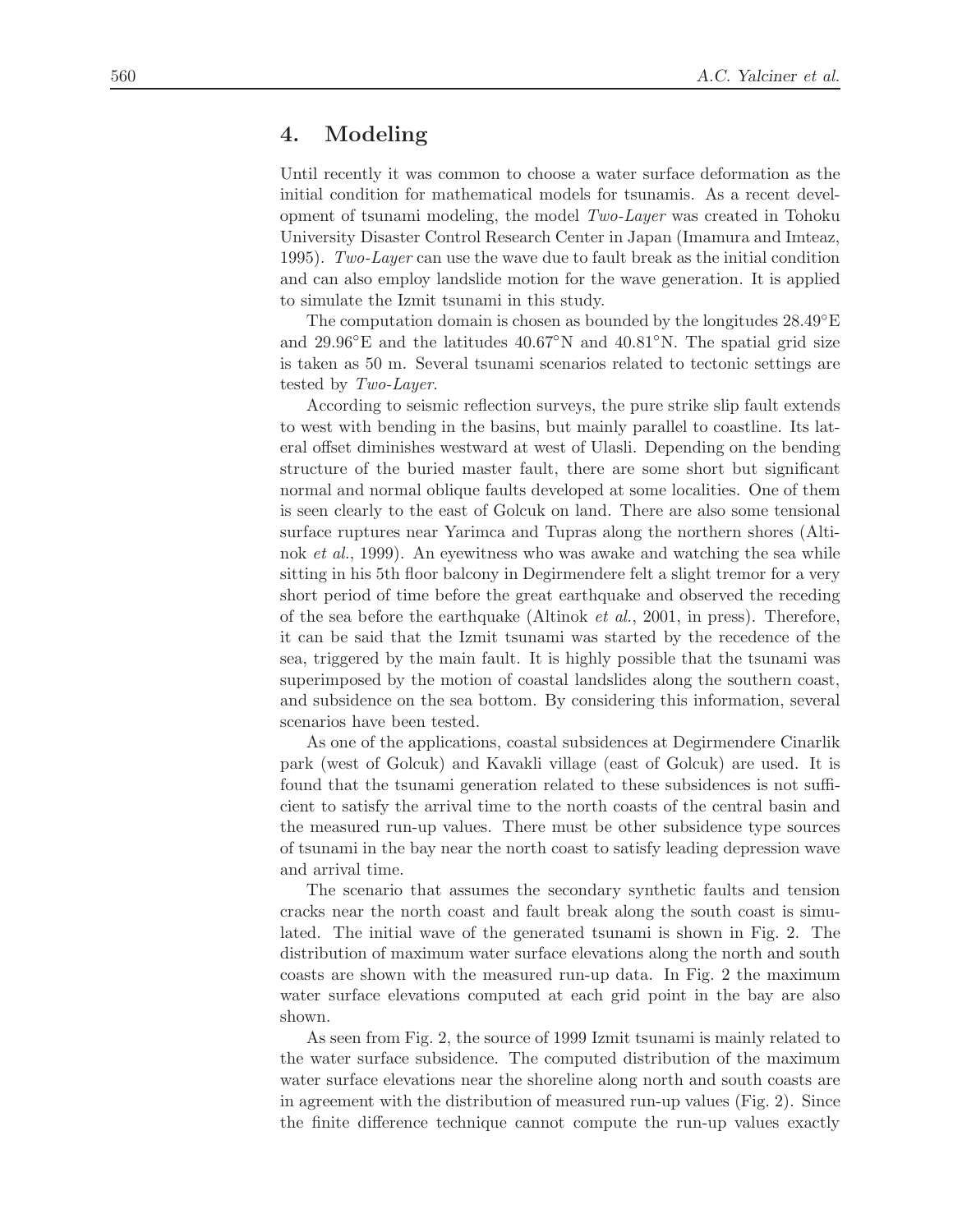## 4. Modeling

Until recently it was common to choose a water surface deformation as the initial condition for mathematical models for tsunamis. As a recent development of tsunami modeling, the model *Two-Layer* was created in Tohoku University Disaster Control Research Center in Japan (Imamura and Imteaz, 1995). *Two-Layer* can use the wave due to fault break as the initial condition and can also employ landslide motion for the wave generation. It is applied to simulate the Izmit tsunami in this study.

The computation domain is chosen as bounded by the longitudes 28.49°E and 29.96°E and the latitudes 40.67°N and 40.81°N. The spatial grid size is taken as 50 m. Several tsunami scenarios related to tectonic settings are tested by *Two-Layer*.

According to seismic reflection surveys, the pure strike slip fault extends to west with bending in the basins, but mainly parallel to coastline. Its lateral offset diminishes westward at west of Ulasli. Depending on the bending structure of the buried master fault, there are some short but significant normal and normal oblique faults developed at some localities. One of them is seen clearly to the east of Golcuk on land. There are also some tensional surface ruptures near Yarimca and Tupras along the northern shores (Altinok *et al.*, 1999). An eyewitness who was awake and watching the sea while sitting in his 5th floor balcony in Degirmendere felt a slight tremor for a very short period of time before the great earthquake and observed the receding of the sea before the earthquake (Altinok *et al.*, 2001, in press). Therefore, it can be said that the Izmit tsunami was started by the recedence of the sea, triggered by the main fault. It is highly possible that the tsunami was superimposed by the motion of coastal landslides along the southern coast, and subsidence on the sea bottom. By considering this information, several scenarios have been tested.

As one of the applications, coastal subsidences at Degirmendere Cinarlik park (west of Golcuk) and Kavakli village (east of Golcuk) are used. It is found that the tsunami generation related to these subsidences is not sufficient to satisfy the arrival time to the north coasts of the central basin and the measured run-up values. There must be other subsidence type sources of tsunami in the bay near the north coast to satisfy leading depression wave and arrival time.

The scenario that assumes the secondary synthetic faults and tension cracks near the north coast and fault break along the south coast is simulated. The initial wave of the generated tsunami is shown in Fig. 2. The distribution of maximum water surface elevations along the north and south coasts are shown with the measured run-up data. In Fig. 2 the maximum water surface elevations computed at each grid point in the bay are also shown.

As seen from Fig. 2, the source of 1999 Izmit tsunami is mainly related to the water surface subsidence. The computed distribution of the maximum water surface elevations near the shoreline along north and south coasts are in agreement with the distribution of measured run-up values (Fig. 2). Since the finite difference technique cannot compute the run-up values exactly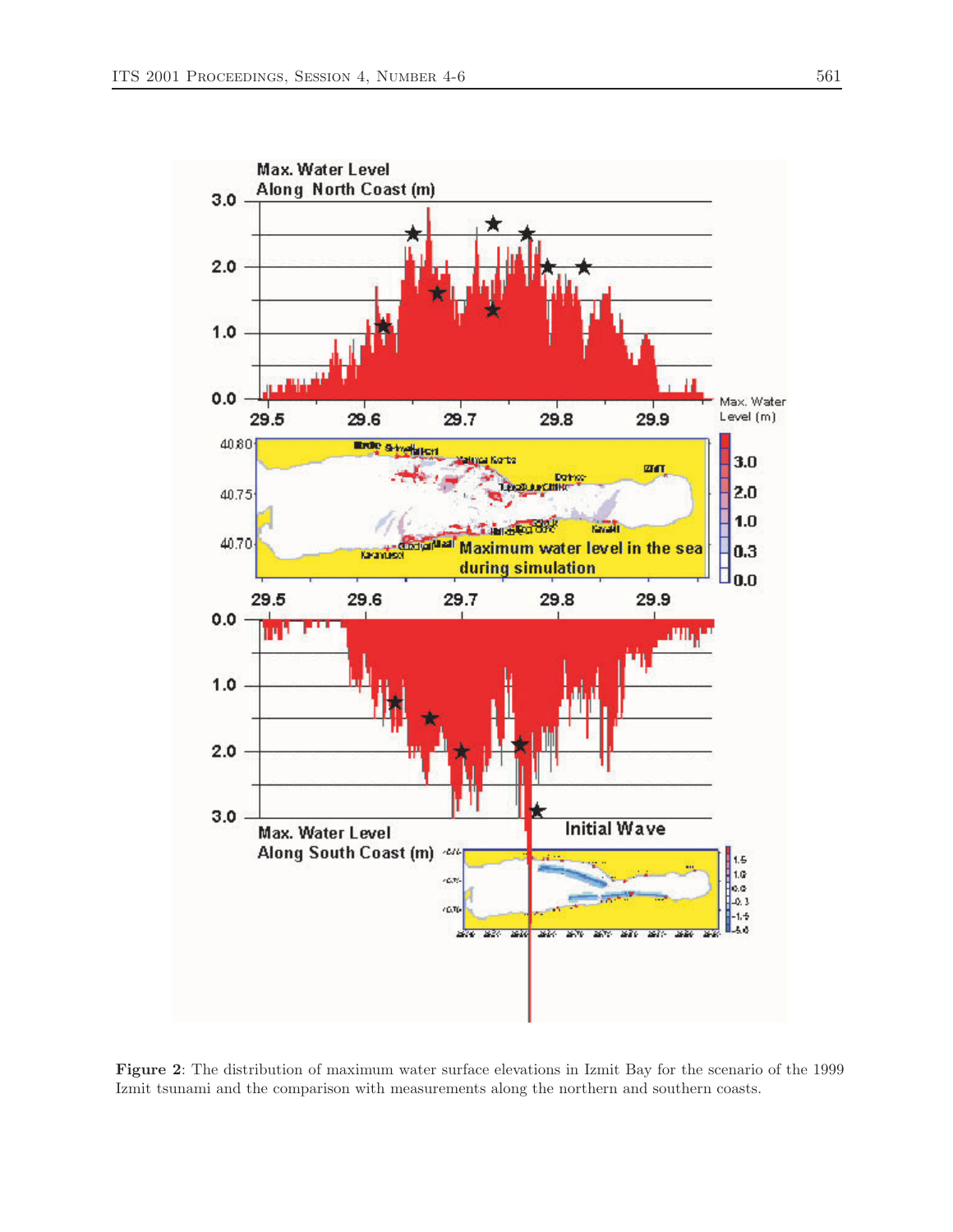**Figure 2**: The distribution of maximum water surface elevations in Izmit Bay for the scenario of the 1999 Izmit tsunami and the comparison with measurements along the northern and southern coasts.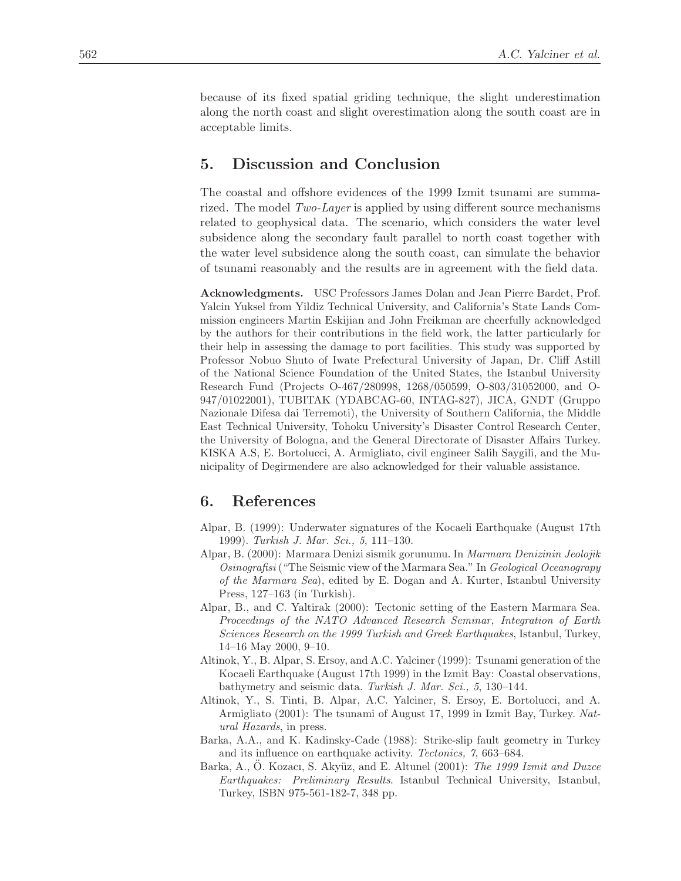because of its fixed spatial griding technique, the slight underestimation along the north coast and slight overestimation along the south coast are in acceptable limits.

## 5. Discussion and Conclusion

The coastal and offshore evidences of the 1999 Izmit tsunami are summarized. The model *Two-Layer* is applied by using different source mechanisms related to geophysical data. The scenario, which considers the water level subsidence along the secondary fault parallel to north coast together with the water level subsidence along the south coast, can simulate the behavior of tsunami reasonably and the results are in agreement with the field data.

**Acknowledgments.** USC Professors James Dolan and Jean Pierre Bardet, Prof. Yalcin Yuksel from Yildiz Technical University, and California's State Lands Commission engineers Martin Eskijian and John Freikman are cheerfully acknowledged by the authors for their contributions in the field work, the latter particularly for their help in assessing the damage to port facilities. This study was supported by Professor Nobuo Shuto of Iwate Prefectural University of Japan, Dr. Cliff Astill of the National Science Foundation of the United States, the Istanbul University Research Fund (Projects O-467/280998, 1268/050599, O-803/31052000, and O-947/01022001), TUBITAK (YDABCAG-60, INTAG-827), JICA, GNDT (Gruppo Nazionale Difesa dai Terremoti), the University of Southern California, the Middle East Technical University, Tohoku University's Disaster Control Research Center, the University of Bologna, and the General Directorate of Disaster Affairs Turkey. KISKA A.S, E. Bortolucci, A. Armigliato, civil engineer Salih Saygili, and the Municipality of Degirmendere are also acknowledged for their valuable assistance.

## 6. References

- Alpar, B. (1999): Underwater signatures of the Kocaeli Earthquake (August 17th 1999). *Turkish J. Mar. Sci., 5*, 111–130.
- Alpar, B. (2000): Marmara Denizi sismik gorunumu. In *Marmara Denizinin Jeolojik Osinografisi* ("The Seismic view of the Marmara Sea." In *Geological Oceanograpy of the Marmara Sea*), edited by E. Dogan and A. Kurter, Istanbul University Press, 127–163 (in Turkish).
- Alpar, B., and C. Yaltirak (2000): Tectonic setting of the Eastern Marmara Sea. *Proceedings of the NATO Advanced Research Seminar, Integration of Earth Sciences Research on the 1999 Turkish and Greek Earthquakes*, Istanbul, Turkey, 14–16 May 2000, 9–10.
- Altinok, Y., B. Alpar, S. Ersoy, and A.C. Yalciner (1999): Tsunami generation of the Kocaeli Earthquake (August 17th 1999) in the Izmit Bay: Coastal observations, bathymetry and seismic data. *Turkish J. Mar. Sci., 5*, 130–144.
- Altinok, Y., S. Tinti, B. Alpar, A.C. Yalciner, S. Ersoy, E. Bortolucci, and A. Armigliato (2001): The tsunami of August 17, 1999 in Izmit Bay, Turkey. *Natural Hazards*, in press.
- Barka, A.A., and K. Kadinsky-Cade (1988): Strike-slip fault geometry in Turkey and its influence on earthquake activity. *Tectonics, 7*, 663–684.
- Barka, A., Ö. Kozacı, S. Akyüz, and E. Altunel (2001): *The 1999 Izmit and Duzce Earthquakes: Preliminary Results*. Istanbul Technical University, Istanbul, Turkey, ISBN 975-561-182-7, 348 pp.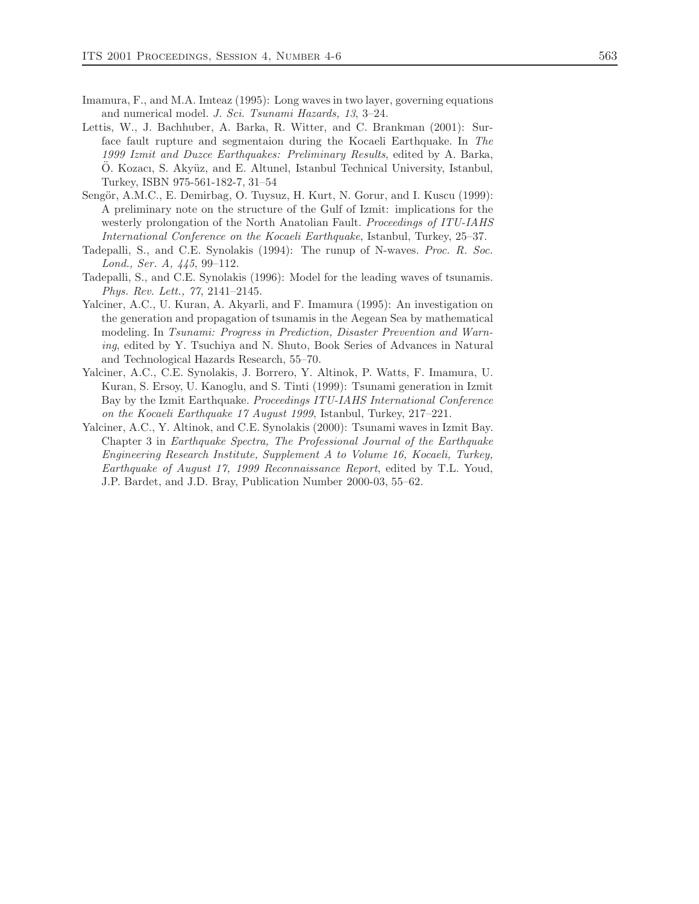Imamura, F., and M.A. Imteaz (1995): Long waves in two layer, governing equations and numerical model. *J. Sci. Tsunami Hazards, 13*, 3–24.

Lettis, W., J. Bachhuber, A. Barka, R. Witter, and C. Brankman (2001): Surface fault rupture and segmentaion during the Kocaeli Earthquake. In *The 1999 Izmit and Duzce Earthquakes: Preliminary Results*, edited by A. Barka, Ö. Kozacı, S. Akyüz, and E. Altunel, Istanbul Technical University, Istanbul, Turkey, ISBN 975-561-182-7, 31–54

Sengör, A.M.C., E. Demirbag, O. Tuysuz, H. Kurt, N. Gorur, and I. Kuscu (1999): A preliminary note on the structure of the Gulf of Izmit: implications for the westerly prolongation of the North Anatolian Fault. *Proceedings of ITU-IAHS International Conference on the Kocaeli Earthquake*, Istanbul, Turkey, 25–37.

Tadepalli, S., and C.E. Synolakis (1994): The runup of N-waves. *Proc. R. Soc. Lond., Ser. A, 445*, 99–112.

Tadepalli, S., and C.E. Synolakis (1996): Model for the leading waves of tsunamis. *Phys. Rev. Lett., 77*, 2141–2145.

Yalciner, A.C., U. Kuran, A. Akyarli, and F. Imamura (1995): An investigation on the generation and propagation of tsunamis in the Aegean Sea by mathematical modeling. In *Tsunami: Progress in Prediction, Disaster Prevention and Warning*, edited by Y. Tsuchiya and N. Shuto, Book Series of Advances in Natural and Technological Hazards Research, 55–70.

Yalciner, A.C., C.E. Synolakis, J. Borrero, Y. Altinok, P. Watts, F. Imamura, U. Kuran, S. Ersoy, U. Kanoglu, and S. Tinti (1999): Tsunami generation in Izmit Bay by the Izmit Earthquake. *Proceedings ITU-IAHS International Conference on the Kocaeli Earthquake 17 August 1999*, Istanbul, Turkey, 217–221.

Yalciner, A.C., Y. Altinok, and C.E. Synolakis (2000): Tsunami waves in Izmit Bay. Chapter 3 in *Earthquake Spectra, The Professional Journal of the Earthquake Engineering Research Institute, Supplement A to Volume 16, Kocaeli, Turkey, Earthquake of August 17, 1999 Reconnaissance Report*, edited by T.L. Youd, J.P. Bardet, and J.D. Bray, Publication Number 2000-03, 55–62.